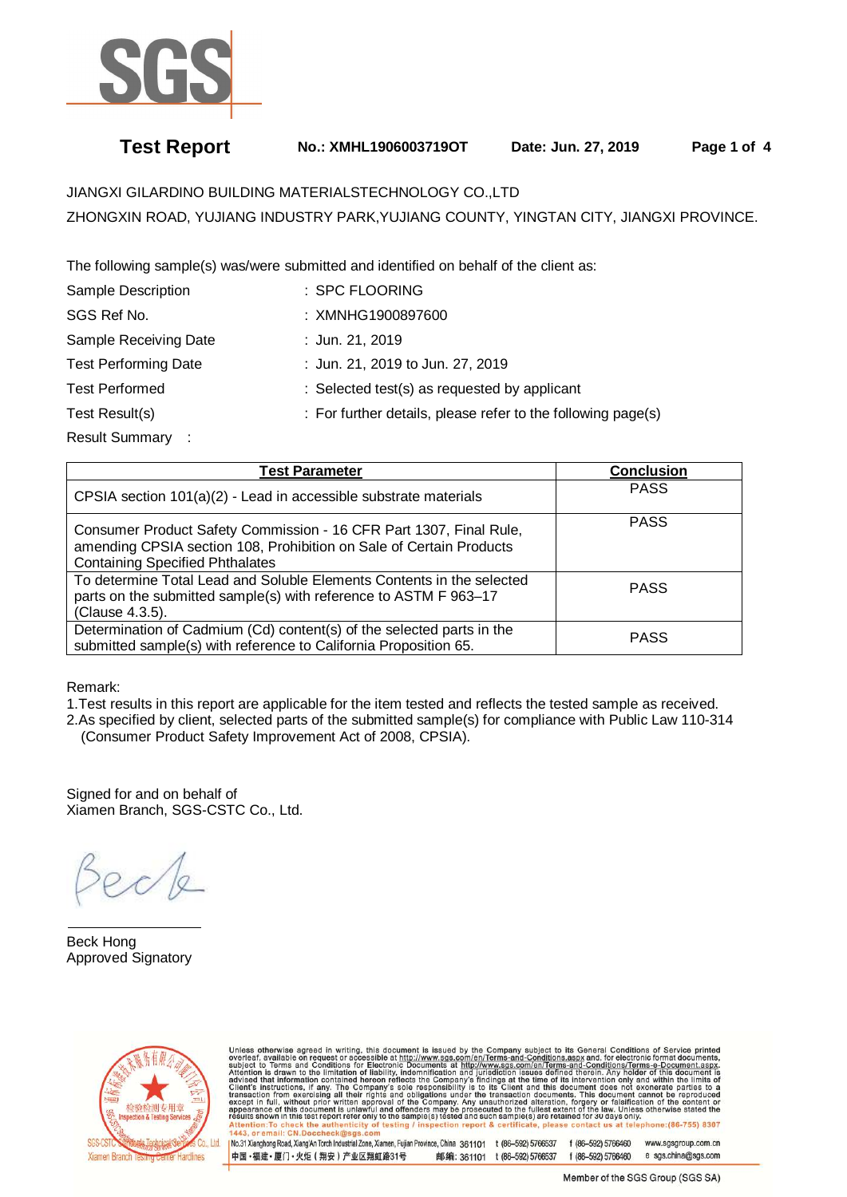# Test Report

**No.: XMHL1906003719OT** **Date: Jun. 27, 2019**

JIANGXI GILARDINO BUILDING MATERIALSTECHNOLOGY CO.,LTD
ZHONGXIN ROAD, YUJIANG INDUSTRY PARK,YUJIANG COUNTY, YINGTAN CITY, JIANGXI PROVINCE.

The following sample(s) was/were submitted and identified on behalf of the client as:

Sample Description : SPC FLOORING
SGS Ref No. : XMNHG1900897600
Sample Receiving Date : Jun. 21, 2019
Test Performing Date : Jun. 21, 2019 to Jun. 27, 2019
Test Performed : Selected test(s) as requested by applicant
Test Result(s) : For further details, please refer to the following page(s)
Result Summary :

| Test Parameter | Conclusion |
|---|---|
| CPSIA section 101(a)(2) - Lead in accessible substrate materials | PASS |
| Consumer Product Safety Commission - 16 CFR Part 1307, Final Rule, amending CPSIA section 108, Prohibition on Sale of Certain Products Containing Specified Phthalates | PASS |
| To determine Total Lead and Soluble Elements Contents in the selected parts on the submitted sample(s) with reference to ASTM F 963–17 (Clause 4.3.5). | PASS |
| Determination of Cadmium (Cd) content(s) of the selected parts in the submitted sample(s) with reference to California Proposition 65. | PASS |

Remark:
1.Test results in this report are applicable for the item tested and reflects the tested sample as received.
2.As specified by client, selected parts of the submitted sample(s) for compliance with Public Law 110-314 (Consumer Product Safety Improvement Act of 2008, CPSIA).

Signed for and on behalf of
Xiamen Branch, SGS-CSTC Co., Ltd.

Beck Hong
Approved Signatory

Unless otherwise agreed in writing, this document is issued by the Company subject to its General Conditions of Service printed overleaf, available on request or accessible at http://www.sgs.com/en/Terms-and-Conditions.aspx and, for electronic format documents, subject to Terms and Conditions for Electronic Documents at http://www.sgs.com/en/Terms-and-Conditions/Terms-e-Document.aspx. Attention is drawn to the limitation of liability, indemnification and jurisdiction issues defined therein. Any holder of this document is advised that information contained hereon reflects the Company's findings at the time of its intervention only and within the limits of Client's instructions, if any. The Company's sole responsibility is to its Client and this document does not exonerate parties to a transaction from exercising all their rights and obligations under the transaction documents. This document cannot be reproduced except in full, without prior written approval of the Company. Any unauthorized alteration, forgery or falsification of the content or appearance of this document is unlawful and offenders may be prosecuted to the fullest extent of the law. Unless otherwise stated the results shown in this test report refer only to the sample(s) tested and such sample(s) are retained for 30 days only.
Attention: To check the authenticity of testing / inspection report & certificate, please contact us at telephone:(86-755) 8307 1443, or email: CN.Doccheck@sgs.com

No.31 Xianghong Road, Xiang'An Torch Industrial Zone, Xiamen, Fujian Province, China 361101 t (86–592) 5766537 f (86–592) 5766460 www.sgsgroup.com.cn
中国・福建・厦门・火炬（翔安）产业区翔虹路31号 邮编: 361101 t (86–592) 5766537 f (86–592) 5766460 e sgs.china@sgs.com

Member of the SGS Group (SGS SA)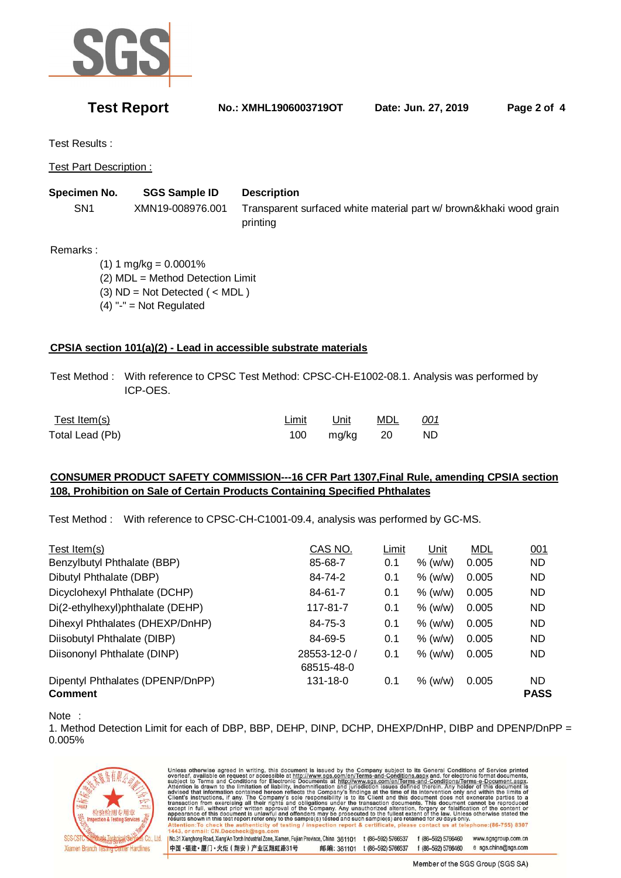Test Results :

Test Part Description :

| Specimen No. | SGS Sample ID | Description |
|---|---|---|
| SN1 | XMN19-008976.001 | Transparent surfaced white material part w/ brown&khaki wood grain printing |

Remarks :

(1) 1 mg/kg = 0.0001%
(2) MDL = Method Detection Limit
(3) ND = Not Detected ( < MDL )
(4) "-" = Not Regulated

**CPSIA section 101(a)(2) - Lead in accessible substrate materials**

Test Method : With reference to CPSC Test Method: CPSC-CH-E1002-08.1. Analysis was performed by ICP-OES.

| Test Item(s) | Limit | Unit | MDL | 001 |
|---|---|---|---|---|
| Total Lead (Pb) | 100 | mg/kg | 20 | ND |

**CONSUMER PRODUCT SAFETY COMMISSION---16 CFR Part 1307,Final Rule, amending CPSIA section 108, Prohibition on Sale of Certain Products Containing Specified Phthalates**

Test Method : With reference to CPSC-CH-C1001-09.4, analysis was performed by GC-MS.

| Test Item(s) | CAS NO. | Limit | Unit | MDL | 001 |
|---|---|---|---|---|---|
| Benzylbutyl Phthalate (BBP) | 85-68-7 | 0.1 | % (w/w) | 0.005 | ND |
| Dibutyl Phthalate (DBP) | 84-74-2 | 0.1 | % (w/w) | 0.005 | ND |
| Dicyclohexyl Phthalate (DCHP) | 84-61-7 | 0.1 | % (w/w) | 0.005 | ND |
| Di(2-ethylhexyl)phthalate (DEHP) | 117-81-7 | 0.1 | % (w/w) | 0.005 | ND |
| Dihexyl Phthalates (DHEXP/DnHP) | 84-75-3 | 0.1 | % (w/w) | 0.005 | ND |
| Diisobutyl Phthalate (DIBP) | 84-69-5 | 0.1 | % (w/w) | 0.005 | ND |
| Diisononyl Phthalate (DINP) | 28553-12-0 / 68515-48-0 | 0.1 | % (w/w) | 0.005 | ND |
| Dipentyl Phthalates (DPENP/DnPP) | 131-18-0 | 0.1 | % (w/w) | 0.005 | ND |
| **Comment** | | | | | **PASS** |

Note :
1. Method Detection Limit for each of DBP, BBP, DEHP, DINP, DCHP, DHEXP/DnHP, DIBP and DPENP/DnPP = 0.005%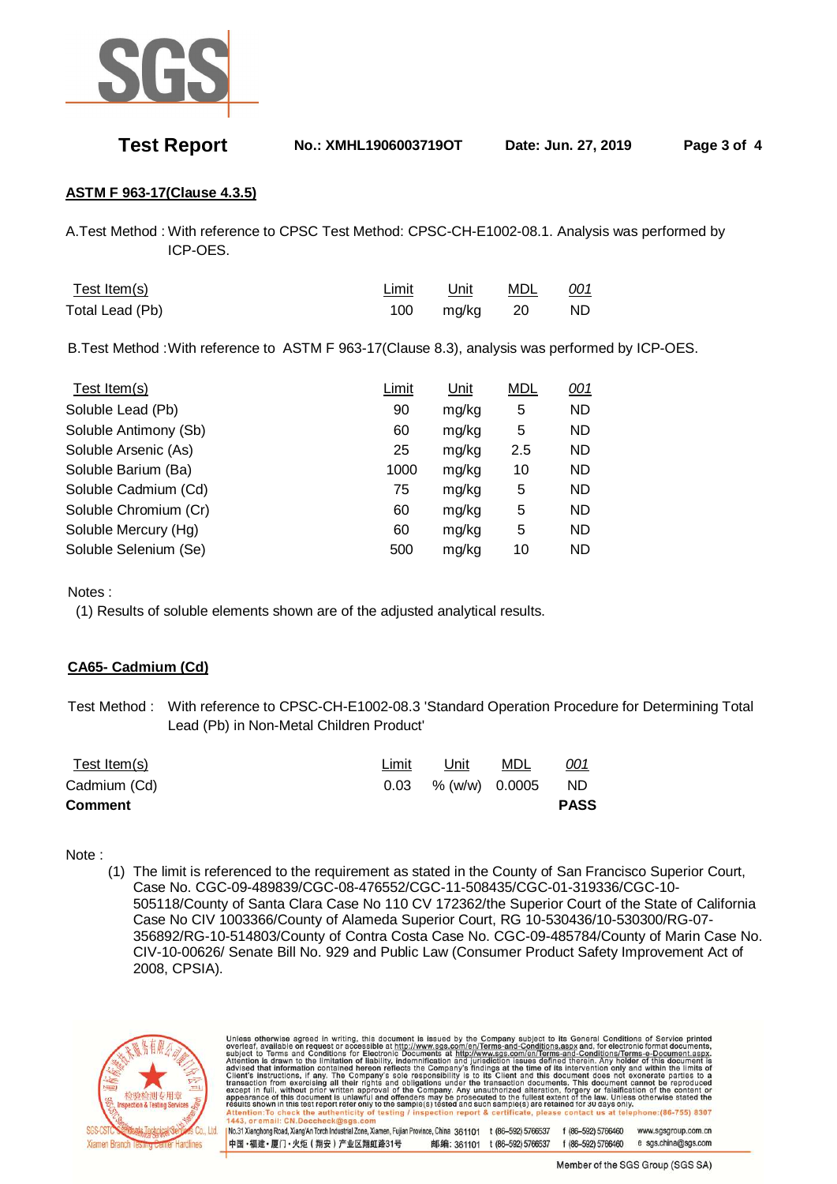## ASTM F 963-17(Clause 4.3.5)

A.Test Method : With reference to CPSC Test Method: CPSC-CH-E1002-08.1. Analysis was performed by ICP-OES.

| Test Item(s) | Limit | Unit | MDL | 001 |
|---|---|---|---|---|
| Total Lead (Pb) | 100 | mg/kg | 20 | ND |

B.Test Method :With reference to ASTM F 963-17(Clause 8.3), analysis was performed by ICP-OES.

| Test Item(s) | Limit | Unit | MDL | 001 |
|---|---|---|---|---|
| Soluble Lead (Pb) | 90 | mg/kg | 5 | ND |
| Soluble Antimony (Sb) | 60 | mg/kg | 5 | ND |
| Soluble Arsenic (As) | 25 | mg/kg | 2.5 | ND |
| Soluble Barium (Ba) | 1000 | mg/kg | 10 | ND |
| Soluble Cadmium (Cd) | 75 | mg/kg | 5 | ND |
| Soluble Chromium (Cr) | 60 | mg/kg | 5 | ND |
| Soluble Mercury (Hg) | 60 | mg/kg | 5 | ND |
| Soluble Selenium (Se) | 500 | mg/kg | 10 | ND |

Notes :

(1) Results of soluble elements shown are of the adjusted analytical results.

## CA65- Cadmium (Cd)

Test Method : With reference to CPSC-CH-E1002-08.3 'Standard Operation Procedure for Determining Total Lead (Pb) in Non-Metal Children Product'

| Test Item(s) | Limit | Unit | MDL | 001 |
|---|---|---|---|---|
| Cadmium (Cd) | 0.03 | % (w/w) | 0.0005 | ND |
| **Comment** | | | | **PASS** |

Note :

(1) The limit is referenced to the requirement as stated in the County of San Francisco Superior Court, Case No. CGC-09-489839/CGC-08-476552/CGC-11-508435/CGC-01-319336/CGC-10-505118/County of Santa Clara Case No 110 CV 172362/the Superior Court of the State of California Case No CIV 1003366/County of Alameda Superior Court, RG 10-530436/10-530300/RG-07-356892/RG-10-514803/County of Contra Costa Case No. CGC-09-485784/County of Marin Case No. CIV-10-00626/ Senate Bill No. 929 and Public Law (Consumer Product Safety Improvement Act of 2008, CPSIA).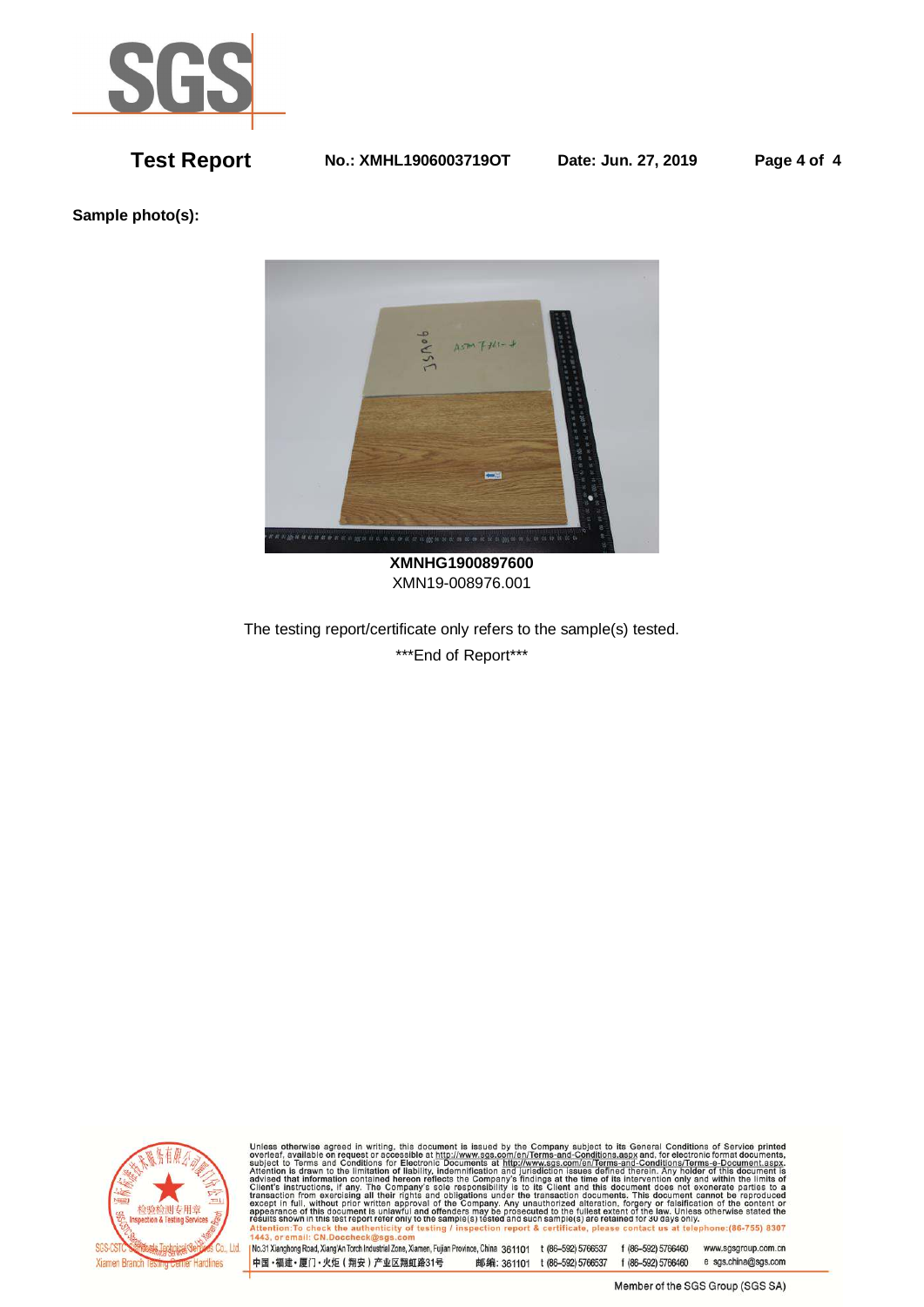**Sample photo(s):**

**XMNHG1900897600**
XMN19-008976.001

The testing report/certificate only refers to the sample(s) tested.

***End of Report***